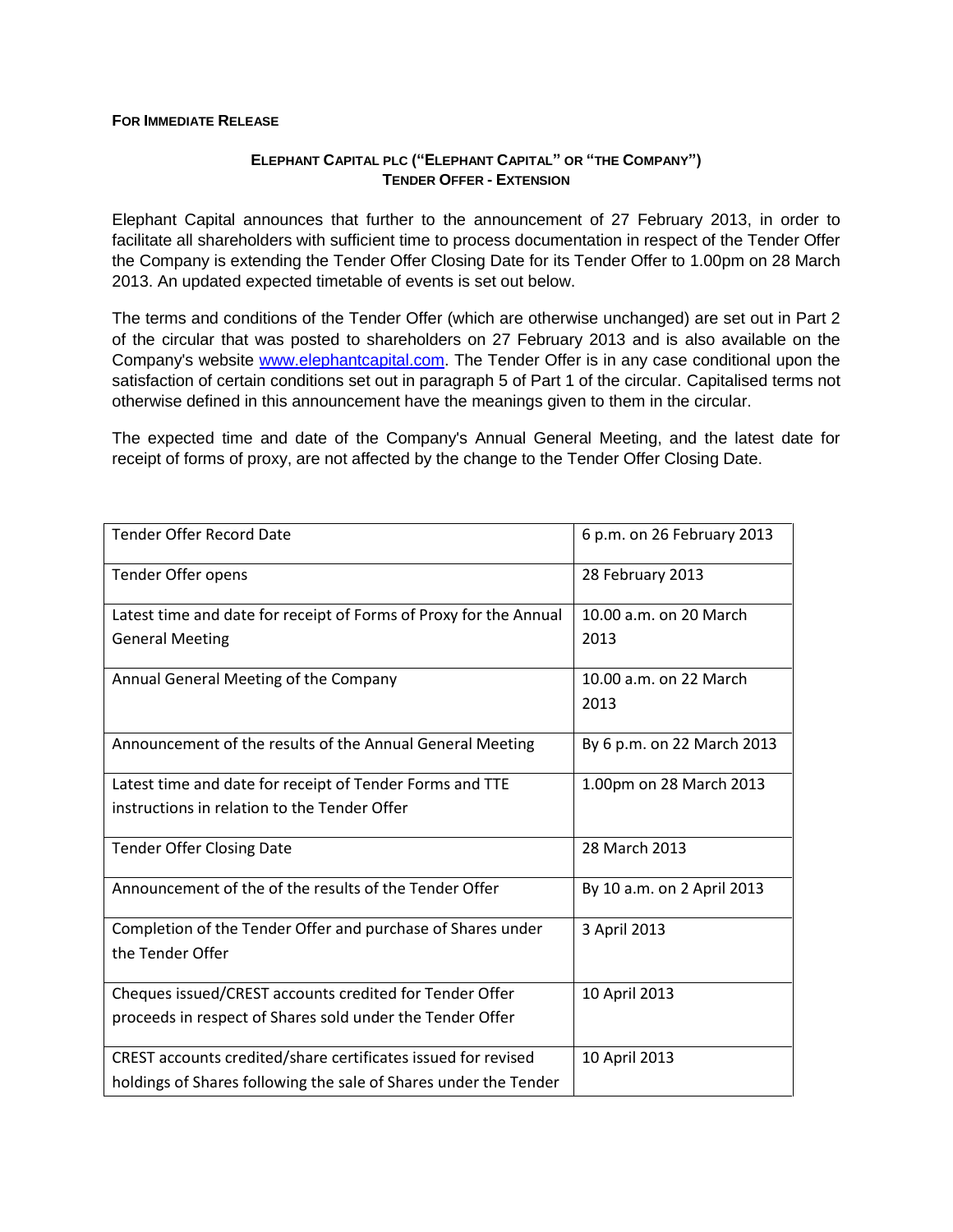**FOR IMMEDIATE RELEASE**

**ELEPHANT CAPITAL PLC ("ELEPHANT CAPITAL" OR "THE COMPANY")**
**TENDER OFFER - EXTENSION**

Elephant Capital announces that further to the announcement of 27 February 2013, in order to facilitate all shareholders with sufficient time to process documentation in respect of the Tender Offer the Company is extending the Tender Offer Closing Date for its Tender Offer to 1.00pm on 28 March 2013. An updated expected timetable of events is set out below.

The terms and conditions of the Tender Offer (which are otherwise unchanged) are set out in Part 2 of the circular that was posted to shareholders on 27 February 2013 and is also available on the Company's website www.elephantcapital.com. The Tender Offer is in any case conditional upon the satisfaction of certain conditions set out in paragraph 5 of Part 1 of the circular. Capitalised terms not otherwise defined in this announcement have the meanings given to them in the circular.

The expected time and date of the Company's Annual General Meeting, and the latest date for receipt of forms of proxy, are not affected by the change to the Tender Offer Closing Date.

| | |
|---|---|
| Tender Offer Record Date | 6 p.m. on 26 February 2013 |
| Tender Offer opens | 28 February 2013 |
| Latest time and date for receipt of Forms of Proxy for the Annual General Meeting | 10.00 a.m. on 20 March 2013 |
| Annual General Meeting of the Company | 10.00 a.m. on 22 March 2013 |
| Announcement of the results of the Annual General Meeting | By 6 p.m. on 22 March 2013 |
| Latest time and date for receipt of Tender Forms and TTE instructions in relation to the Tender Offer | 1.00pm on 28 March 2013 |
| Tender Offer Closing Date | 28 March 2013 |
| Announcement of the of the results of the Tender Offer | By 10 a.m. on 2 April 2013 |
| Completion of the Tender Offer and purchase of Shares under the Tender Offer | 3 April 2013 |
| Cheques issued/CREST accounts credited for Tender Offer proceeds in respect of Shares sold under the Tender Offer | 10 April 2013 |
| CREST accounts credited/share certificates issued for revised holdings of Shares following the sale of Shares under the Tender | 10 April 2013 |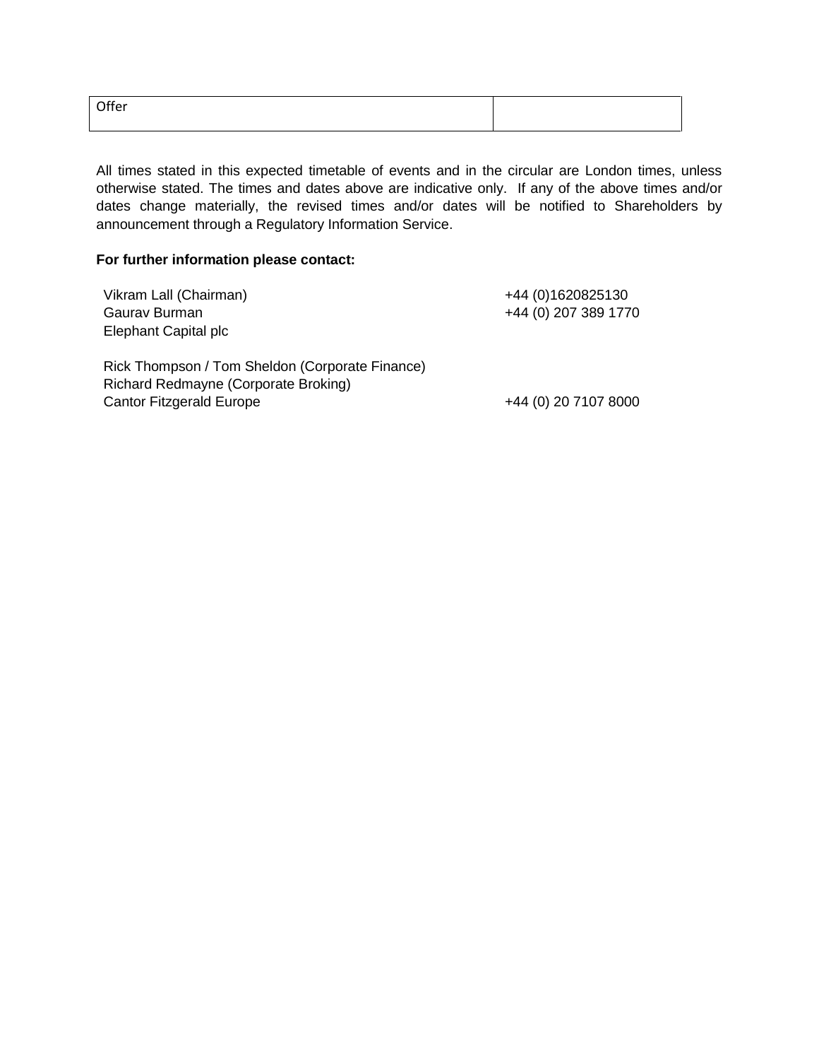| | |
|---|---|
| Offer | |

All times stated in this expected timetable of events and in the circular are London times, unless otherwise stated. The times and dates above are indicative only. If any of the above times and/or dates change materially, the revised times and/or dates will be notified to Shareholders by announcement through a Regulatory Information Service.

**For further information please contact:**

| | |
|---|---|
| Vikram Lall (Chairman) | +44 (0)1620825130 |
| Gaurav Burman | +44 (0) 207 389 1770 |
| Elephant Capital plc | |
| | |
| Rick Thompson / Tom Sheldon (Corporate Finance) | |
| Richard Redmayne (Corporate Broking) | |
| Cantor Fitzgerald Europe | +44 (0) 20 7107 8000 |